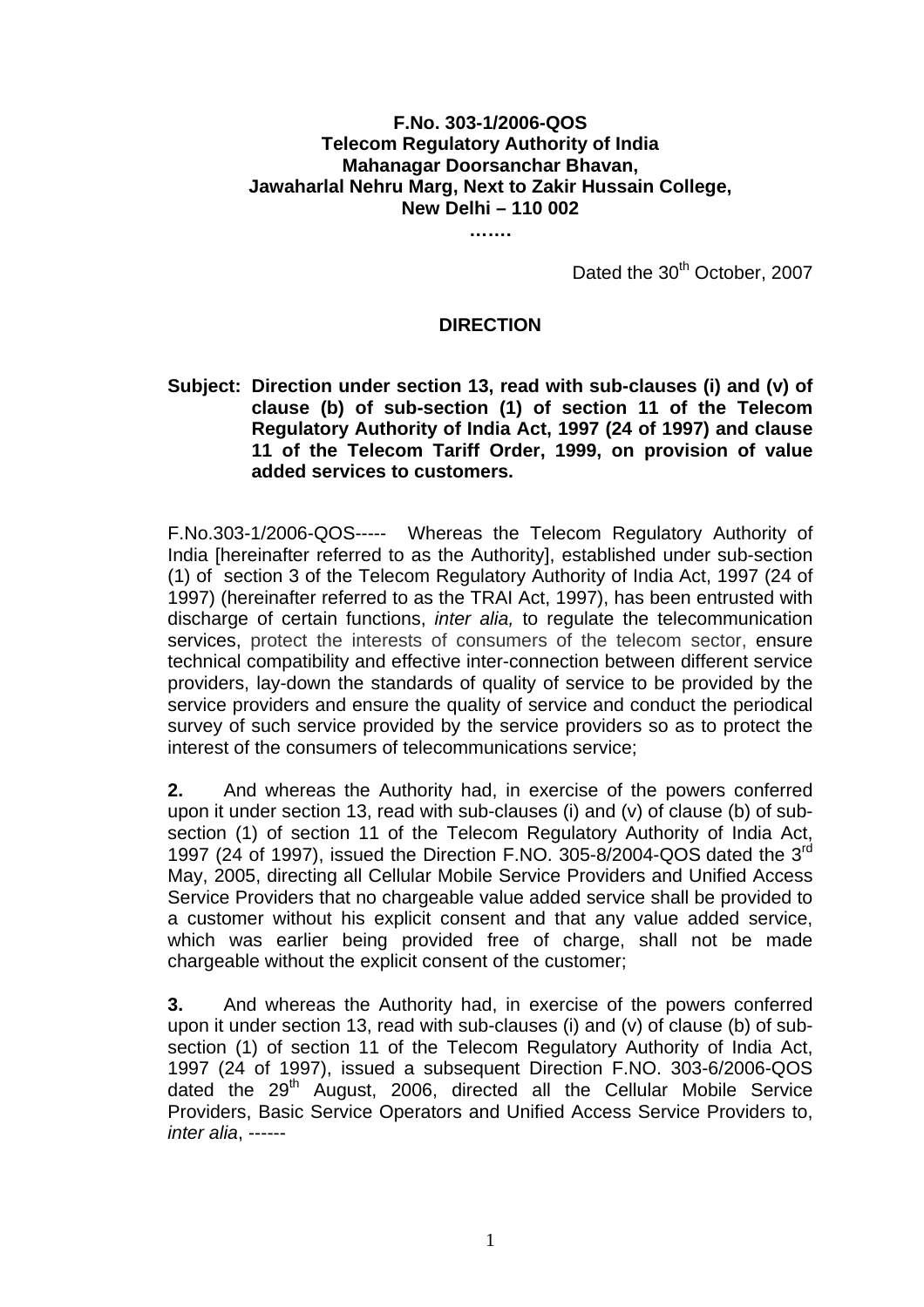**F.No. 303-1/2006-QOS**
**Telecom Regulatory Authority of India**
**Mahanagar Doorsanchar Bhavan,**
**Jawaharlal Nehru Marg, Next to Zakir Hussain College,**
**New Delhi – 110 002**

**…….**

Dated the 30th October, 2007

## DIRECTION

**Subject: Direction under section 13, read with sub-clauses (i) and (v) of clause (b) of sub-section (1) of section 11 of the Telecom Regulatory Authority of India Act, 1997 (24 of 1997) and clause 11 of the Telecom Tariff Order, 1999, on provision of value added services to customers.**

F.No.303-1/2006-QOS----- Whereas the Telecom Regulatory Authority of India [hereinafter referred to as the Authority], established under sub-section (1) of section 3 of the Telecom Regulatory Authority of India Act, 1997 (24 of 1997) (hereinafter referred to as the TRAI Act, 1997), has been entrusted with discharge of certain functions, *inter alia,* to regulate the telecommunication services, protect the interests of consumers of the telecom sector, ensure technical compatibility and effective inter-connection between different service providers, lay-down the standards of quality of service to be provided by the service providers and ensure the quality of service and conduct the periodical survey of such service provided by the service providers so as to protect the interest of the consumers of telecommunications service;

**2.** And whereas the Authority had, in exercise of the powers conferred upon it under section 13, read with sub-clauses (i) and (v) of clause (b) of sub-section (1) of section 11 of the Telecom Regulatory Authority of India Act, 1997 (24 of 1997), issued the Direction F.NO. 305-8/2004-QOS dated the 3rd May, 2005, directing all Cellular Mobile Service Providers and Unified Access Service Providers that no chargeable value added service shall be provided to a customer without his explicit consent and that any value added service, which was earlier being provided free of charge, shall not be made chargeable without the explicit consent of the customer;

**3.** And whereas the Authority had, in exercise of the powers conferred upon it under section 13, read with sub-clauses (i) and (v) of clause (b) of sub-section (1) of section 11 of the Telecom Regulatory Authority of India Act, 1997 (24 of 1997), issued a subsequent Direction F.NO. 303-6/2006-QOS dated the 29th August, 2006, directed all the Cellular Mobile Service Providers, Basic Service Operators and Unified Access Service Providers to, *inter alia*, ------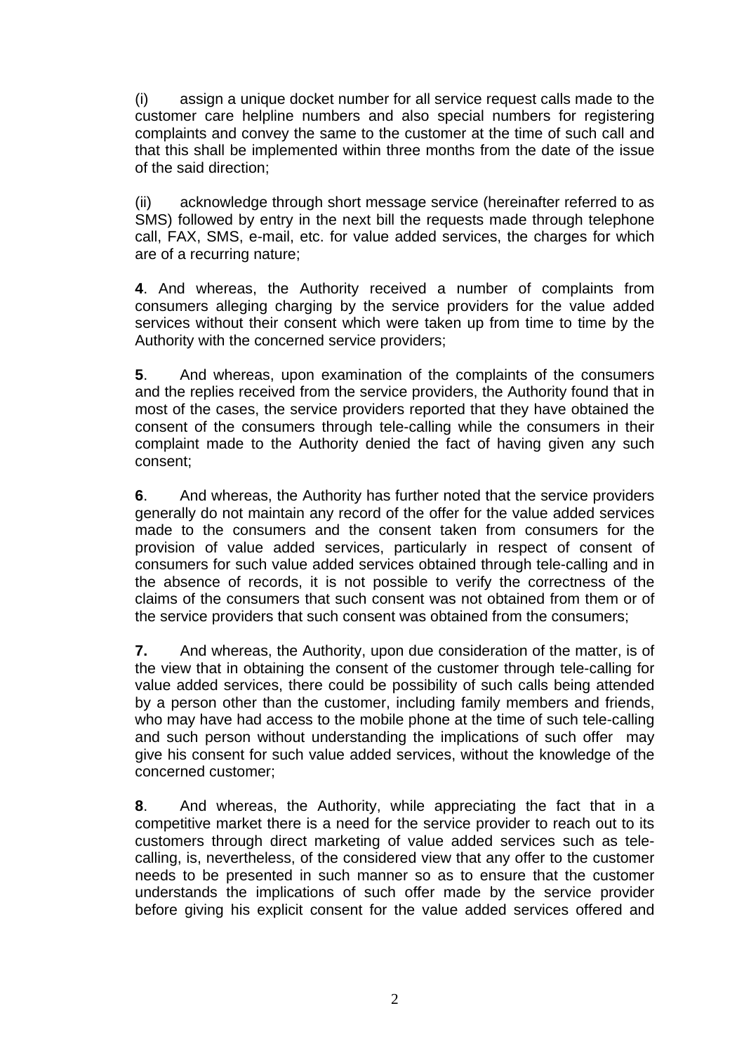(i) assign a unique docket number for all service request calls made to the customer care helpline numbers and also special numbers for registering complaints and convey the same to the customer at the time of such call and that this shall be implemented within three months from the date of the issue of the said direction;

(ii) acknowledge through short message service (hereinafter referred to as SMS) followed by entry in the next bill the requests made through telephone call, FAX, SMS, e-mail, etc. for value added services, the charges for which are of a recurring nature;

**4**. And whereas, the Authority received a number of complaints from consumers alleging charging by the service providers for the value added services without their consent which were taken up from time to time by the Authority with the concerned service providers;

**5**. And whereas, upon examination of the complaints of the consumers and the replies received from the service providers, the Authority found that in most of the cases, the service providers reported that they have obtained the consent of the consumers through tele-calling while the consumers in their complaint made to the Authority denied the fact of having given any such consent;

**6**. And whereas, the Authority has further noted that the service providers generally do not maintain any record of the offer for the value added services made to the consumers and the consent taken from consumers for the provision of value added services, particularly in respect of consent of consumers for such value added services obtained through tele-calling and in the absence of records, it is not possible to verify the correctness of the claims of the consumers that such consent was not obtained from them or of the service providers that such consent was obtained from the consumers;

**7.** And whereas, the Authority, upon due consideration of the matter, is of the view that in obtaining the consent of the customer through tele-calling for value added services, there could be possibility of such calls being attended by a person other than the customer, including family members and friends, who may have had access to the mobile phone at the time of such tele-calling and such person without understanding the implications of such offer may give his consent for such value added services, without the knowledge of the concerned customer;

**8**. And whereas, the Authority, while appreciating the fact that in a competitive market there is a need for the service provider to reach out to its customers through direct marketing of value added services such as tele-calling, is, nevertheless, of the considered view that any offer to the customer needs to be presented in such manner so as to ensure that the customer understands the implications of such offer made by the service provider before giving his explicit consent for the value added services offered and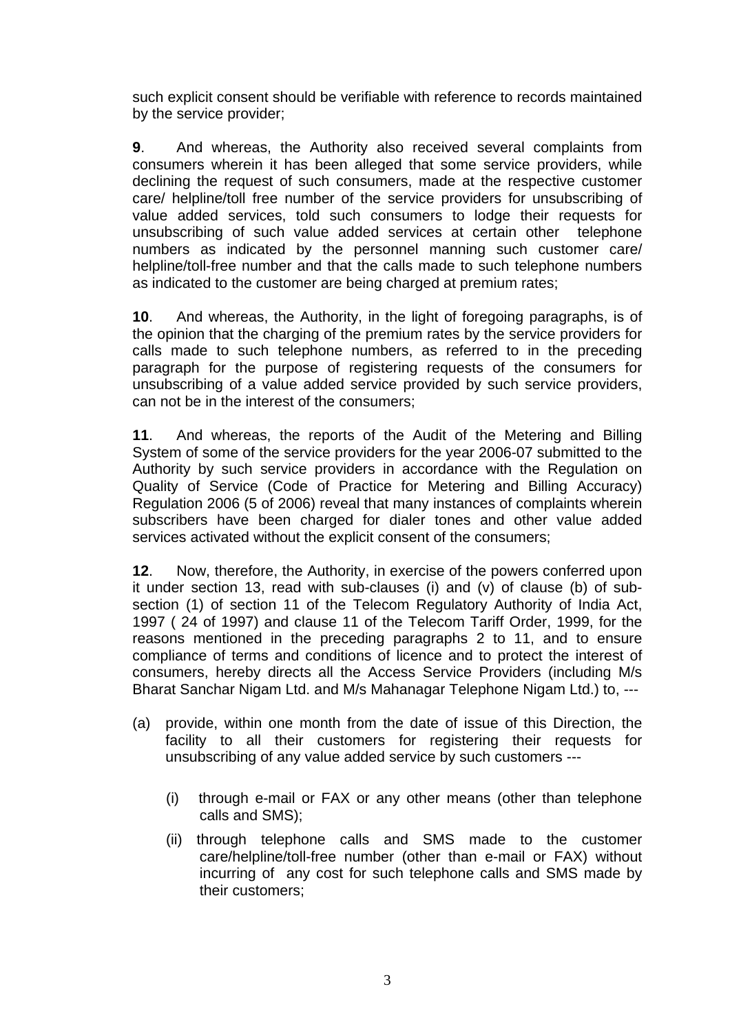such explicit consent should be verifiable with reference to records maintained by the service provider;

**9**. And whereas, the Authority also received several complaints from consumers wherein it has been alleged that some service providers, while declining the request of such consumers, made at the respective customer care/ helpline/toll free number of the service providers for unsubscribing of value added services, told such consumers to lodge their requests for unsubscribing of such value added services at certain other telephone numbers as indicated by the personnel manning such customer care/ helpline/toll-free number and that the calls made to such telephone numbers as indicated to the customer are being charged at premium rates;

**10**. And whereas, the Authority, in the light of foregoing paragraphs, is of the opinion that the charging of the premium rates by the service providers for calls made to such telephone numbers, as referred to in the preceding paragraph for the purpose of registering requests of the consumers for unsubscribing of a value added service provided by such service providers, can not be in the interest of the consumers;

**11**. And whereas, the reports of the Audit of the Metering and Billing System of some of the service providers for the year 2006-07 submitted to the Authority by such service providers in accordance with the Regulation on Quality of Service (Code of Practice for Metering and Billing Accuracy) Regulation 2006 (5 of 2006) reveal that many instances of complaints wherein subscribers have been charged for dialer tones and other value added services activated without the explicit consent of the consumers;

**12**. Now, therefore, the Authority, in exercise of the powers conferred upon it under section 13, read with sub-clauses (i) and (v) of clause (b) of sub-section (1) of section 11 of the Telecom Regulatory Authority of India Act, 1997 ( 24 of 1997) and clause 11 of the Telecom Tariff Order, 1999, for the reasons mentioned in the preceding paragraphs 2 to 11, and to ensure compliance of terms and conditions of licence and to protect the interest of consumers, hereby directs all the Access Service Providers (including M/s Bharat Sanchar Nigam Ltd. and M/s Mahanagar Telephone Nigam Ltd.) to, ---

(a) provide, within one month from the date of issue of this Direction, the facility to all their customers for registering their requests for unsubscribing of any value added service by such customers ---

   (i) through e-mail or FAX or any other means (other than telephone calls and SMS);

   (ii) through telephone calls and SMS made to the customer care/helpline/toll-free number (other than e-mail or FAX) without incurring of any cost for such telephone calls and SMS made by their customers;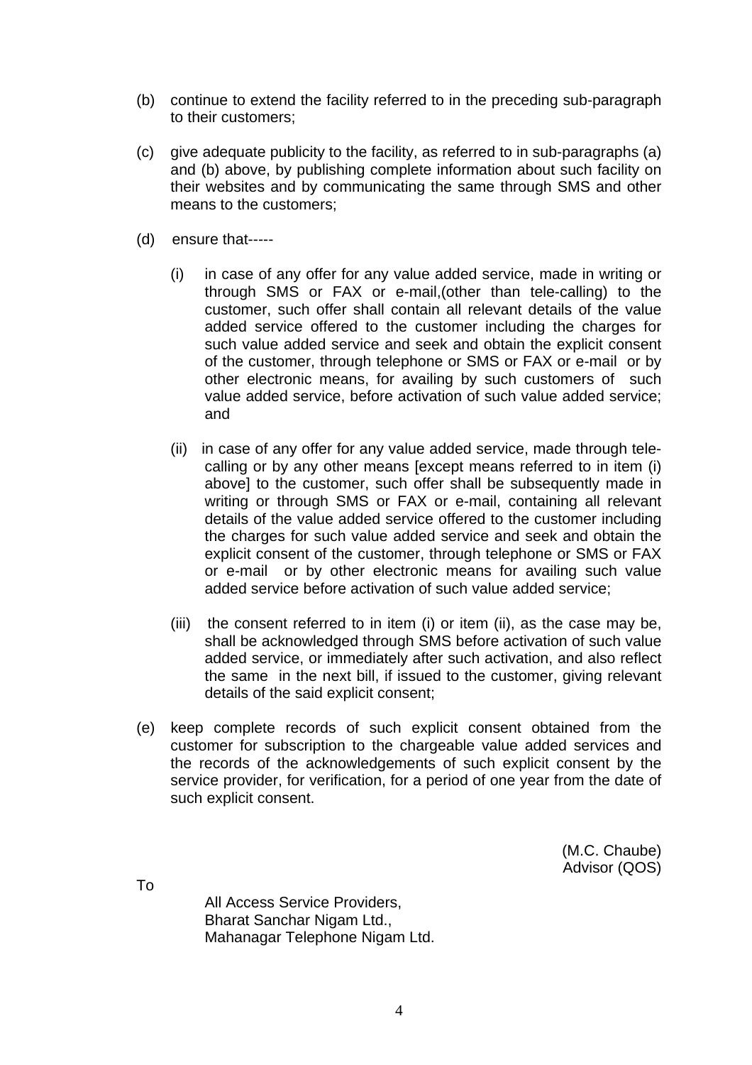(b) continue to extend the facility referred to in the preceding sub-paragraph to their customers;

(c) give adequate publicity to the facility, as referred to in sub-paragraphs (a) and (b) above, by publishing complete information about such facility on their websites and by communicating the same through SMS and other means to the customers;

(d) ensure that-----

  (i) in case of any offer for any value added service, made in writing or through SMS or FAX or e-mail,(other than tele-calling) to the customer, such offer shall contain all relevant details of the value added service offered to the customer including the charges for such value added service and seek and obtain the explicit consent of the customer, through telephone or SMS or FAX or e-mail or by other electronic means, for availing by such customers of such value added service, before activation of such value added service; and

  (ii) in case of any offer for any value added service, made through tele-calling or by any other means [except means referred to in item (i) above] to the customer, such offer shall be subsequently made in writing or through SMS or FAX or e-mail, containing all relevant details of the value added service offered to the customer including the charges for such value added service and seek and obtain the explicit consent of the customer, through telephone or SMS or FAX or e-mail or by other electronic means for availing such value added service before activation of such value added service;

  (iii) the consent referred to in item (i) or item (ii), as the case may be, shall be acknowledged through SMS before activation of such value added service, or immediately after such activation, and also reflect the same in the next bill, if issued to the customer, giving relevant details of the said explicit consent;

(e) keep complete records of such explicit consent obtained from the customer for subscription to the chargeable value added services and the records of the acknowledgements of such explicit consent by the service provider, for verification, for a period of one year from the date of such explicit consent.

(M.C. Chaube)
Advisor (QOS)

To

All Access Service Providers,
Bharat Sanchar Nigam Ltd.,
Mahanagar Telephone Nigam Ltd.